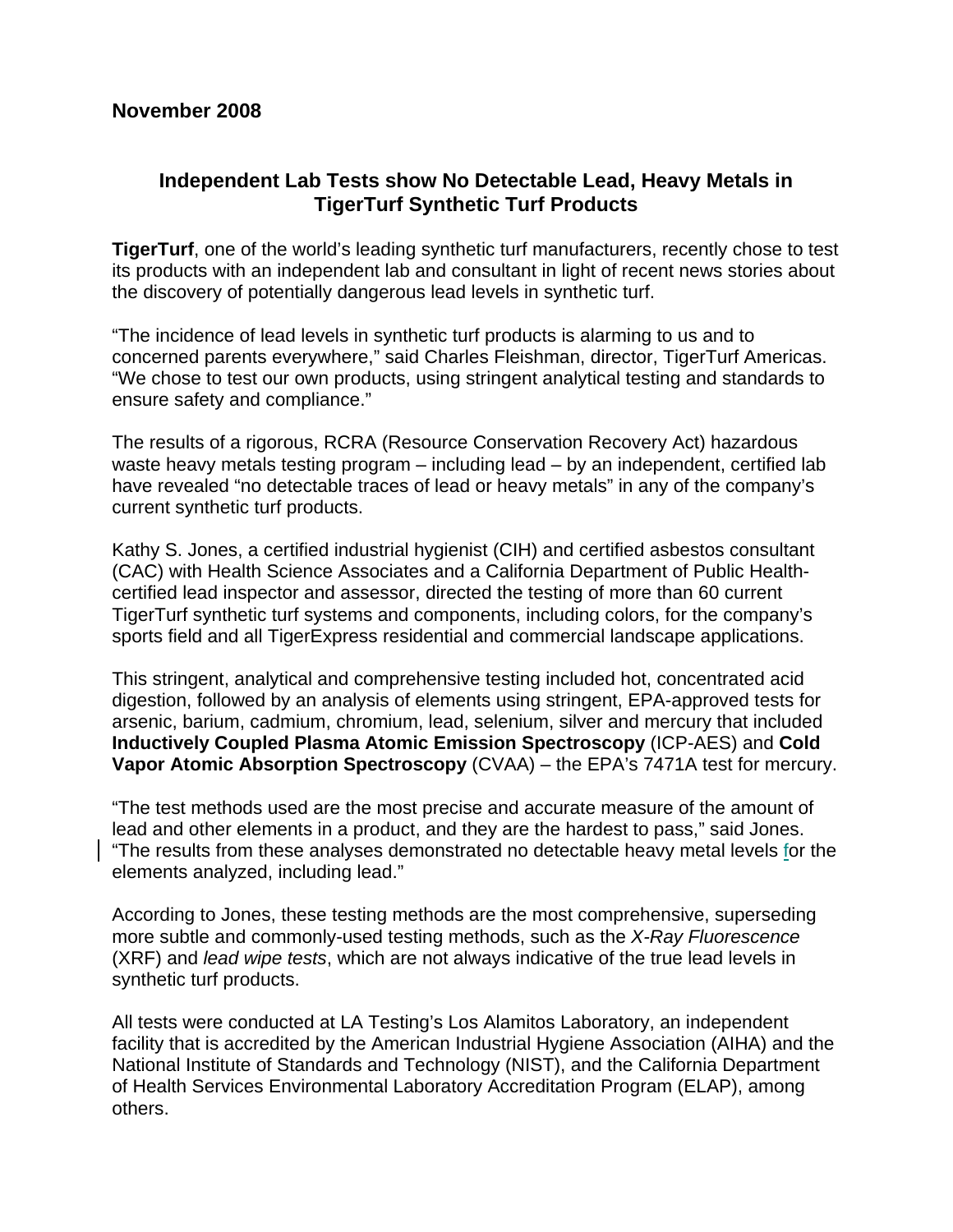**November 2008**

## Independent Lab Tests show No Detectable Lead, Heavy Metals in TigerTurf Synthetic Turf Products

**TigerTurf**, one of the world's leading synthetic turf manufacturers, recently chose to test its products with an independent lab and consultant in light of recent news stories about the discovery of potentially dangerous lead levels in synthetic turf.

"The incidence of lead levels in synthetic turf products is alarming to us and to concerned parents everywhere," said Charles Fleishman, director, TigerTurf Americas. "We chose to test our own products, using stringent analytical testing and standards to ensure safety and compliance."

The results of a rigorous, RCRA (Resource Conservation Recovery Act) hazardous waste heavy metals testing program – including lead – by an independent, certified lab have revealed "no detectable traces of lead or heavy metals" in any of the company's current synthetic turf products.

Kathy S. Jones, a certified industrial hygienist (CIH) and certified asbestos consultant (CAC) with Health Science Associates and a California Department of Public Health-certified lead inspector and assessor, directed the testing of more than 60 current TigerTurf synthetic turf systems and components, including colors, for the company's sports field and all TigerExpress residential and commercial landscape applications.

This stringent, analytical and comprehensive testing included hot, concentrated acid digestion, followed by an analysis of elements using stringent, EPA-approved tests for arsenic, barium, cadmium, chromium, lead, selenium, silver and mercury that included **Inductively Coupled Plasma Atomic Emission Spectroscopy** (ICP-AES) and **Cold Vapor Atomic Absorption Spectroscopy** (CVAA) – the EPA's 7471A test for mercury.

"The test methods used are the most precise and accurate measure of the amount of lead and other elements in a product, and they are the hardest to pass," said Jones. "The results from these analyses demonstrated no detectable heavy metal levels for the elements analyzed, including lead."

According to Jones, these testing methods are the most comprehensive, superseding more subtle and commonly-used testing methods, such as the *X-Ray Fluorescence* (XRF) and *lead wipe tests*, which are not always indicative of the true lead levels in synthetic turf products.

All tests were conducted at LA Testing's Los Alamitos Laboratory, an independent facility that is accredited by the American Industrial Hygiene Association (AIHA) and the National Institute of Standards and Technology (NIST), and the California Department of Health Services Environmental Laboratory Accreditation Program (ELAP), among others.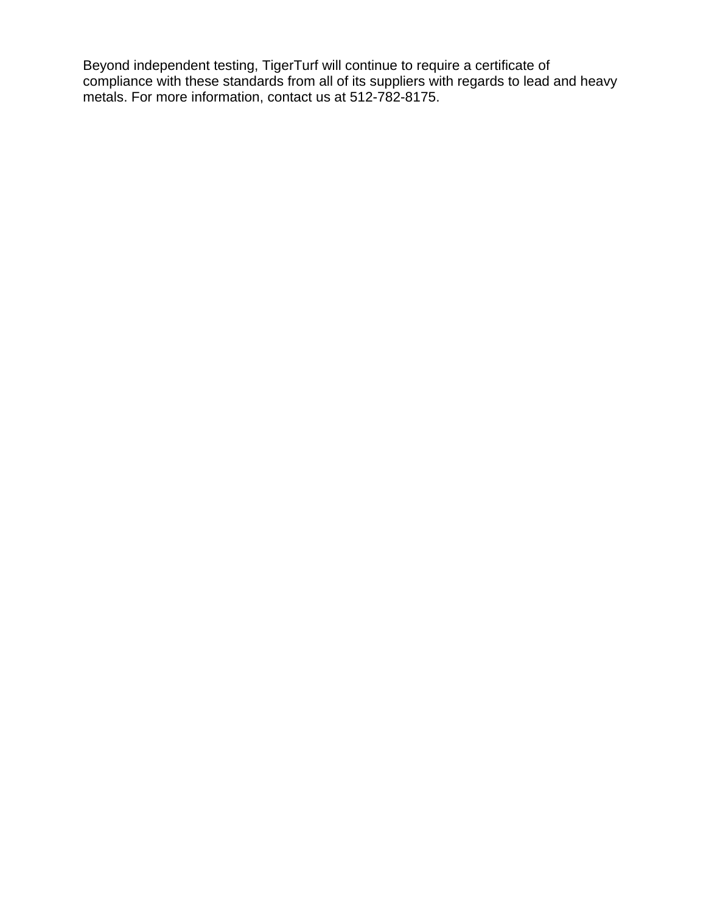Beyond independent testing, TigerTurf will continue to require a certificate of compliance with these standards from all of its suppliers with regards to lead and heavy metals. For more information, contact us at 512-782-8175.